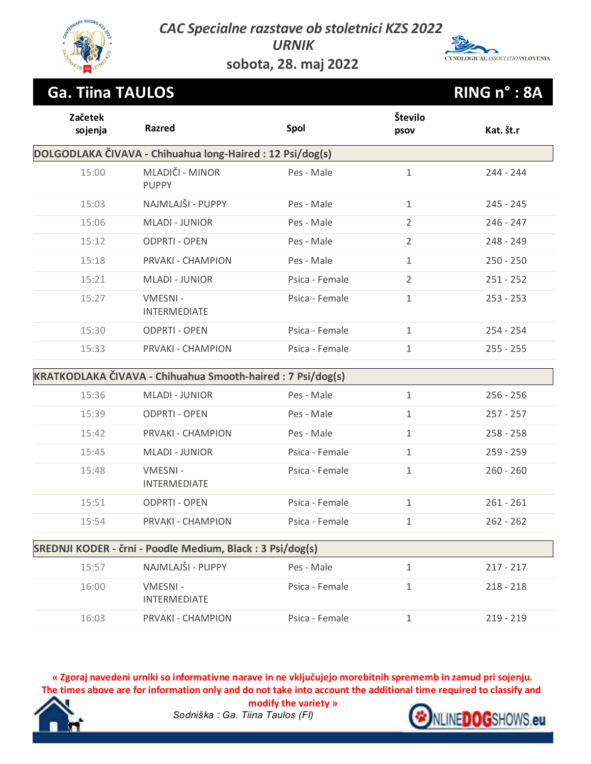# CAC Specialne razstave ob stoletnici KZS 2022

## URNIK

### sobota, 28. maj 2022

## Ga. Tiina TAULOS — RING n° : 8A

| Začetek sojenja | Razred | Spol | Število psov | Kat. št.r |
|---|---|---|---|---|
| **DOLGODLAKA ČIVAVA - Chihuahua long-Haired : 12 Psi/dog(s)** | | | | |
| 15:00 | MLADIČI - MINOR PUPPY | Pes - Male | 1 | 244 - 244 |
| 15:03 | NAJMLAJŠI - PUPPY | Pes - Male | 1 | 245 - 245 |
| 15:06 | MLADI - JUNIOR | Pes - Male | 2 | 246 - 247 |
| 15:12 | ODPRTI - OPEN | Pes - Male | 2 | 248 - 249 |
| 15:18 | PRVAKI - CHAMPION | Pes - Male | 1 | 250 - 250 |
| 15:21 | MLADI - JUNIOR | Psica - Female | 2 | 251 - 252 |
| 15:27 | VMESNI - INTERMEDIATE | Psica - Female | 1 | 253 - 253 |
| 15:30 | ODPRTI - OPEN | Psica - Female | 1 | 254 - 254 |
| 15:33 | PRVAKI - CHAMPION | Psica - Female | 1 | 255 - 255 |
| **KRATKODLAKA ČIVAVA - Chihuahua Smooth-haired : 7 Psi/dog(s)** | | | | |
| 15:36 | MLADI - JUNIOR | Pes - Male | 1 | 256 - 256 |
| 15:39 | ODPRTI - OPEN | Pes - Male | 1 | 257 - 257 |
| 15:42 | PRVAKI - CHAMPION | Pes - Male | 1 | 258 - 258 |
| 15:45 | MLADI - JUNIOR | Psica - Female | 1 | 259 - 259 |
| 15:48 | VMESNI - INTERMEDIATE | Psica - Female | 1 | 260 - 260 |
| 15:51 | ODPRTI - OPEN | Psica - Female | 1 | 261 - 261 |
| 15:54 | PRVAKI - CHAMPION | Psica - Female | 1 | 262 - 262 |
| **SREDNJI KODER - črni - Poodle Medium, Black : 3 Psi/dog(s)** | | | | |
| 15:57 | NAJMLAJŠI - PUPPY | Pes - Male | 1 | 217 - 217 |
| 16:00 | VMESNI - INTERMEDIATE | Psica - Female | 1 | 218 - 218 |
| 16:03 | PRVAKI - CHAMPION | Psica - Female | 1 | 219 - 219 |

« Zgoraj navedeni urniki so informativne narave in ne vključujejo morebitnih sprememb in zamud pri sojenju.
The times above are for information only and do not take into account the additional time required to classify and modify the variety »

*Sodniška : Ga. Tiina Taulos (FI)*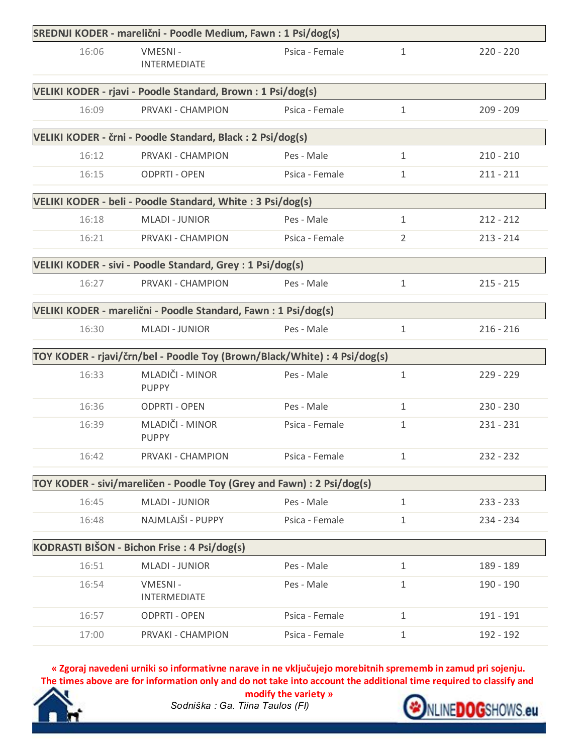| SREDNJI KODER - marelični - Poodle Medium, Fawn : 1 Psi/dog(s) | | | | |
|---|---|---|---|---|
| 16:06 | VMESNI - INTERMEDIATE | Psica - Female | 1 | 220 - 220 |

| VELIKI KODER - rjavi - Poodle Standard, Brown : 1 Psi/dog(s) | | | | |
|---|---|---|---|---|
| 16:09 | PRVAKI - CHAMPION | Psica - Female | 1 | 209 - 209 |

| VELIKI KODER - črni - Poodle Standard, Black : 2 Psi/dog(s) | | | | |
|---|---|---|---|---|
| 16:12 | PRVAKI - CHAMPION | Pes - Male | 1 | 210 - 210 |
| 16:15 | ODPRTI - OPEN | Psica - Female | 1 | 211 - 211 |

| VELIKI KODER - beli - Poodle Standard, White : 3 Psi/dog(s) | | | | |
|---|---|---|---|---|
| 16:18 | MLADI - JUNIOR | Pes - Male | 1 | 212 - 212 |
| 16:21 | PRVAKI - CHAMPION | Psica - Female | 2 | 213 - 214 |

| VELIKI KODER - sivi - Poodle Standard, Grey : 1 Psi/dog(s) | | | | |
|---|---|---|---|---|
| 16:27 | PRVAKI - CHAMPION | Pes - Male | 1 | 215 - 215 |

| VELIKI KODER - marelični - Poodle Standard, Fawn : 1 Psi/dog(s) | | | | |
|---|---|---|---|---|
| 16:30 | MLADI - JUNIOR | Pes - Male | 1 | 216 - 216 |

| TOY KODER - rjavi/črn/bel - Poodle Toy (Brown/Black/White) : 4 Psi/dog(s) | | | | |
|---|---|---|---|---|
| 16:33 | MLADIČI - MINOR PUPPY | Pes - Male | 1 | 229 - 229 |
| 16:36 | ODPRTI - OPEN | Pes - Male | 1 | 230 - 230 |
| 16:39 | MLADIČI - MINOR PUPPY | Psica - Female | 1 | 231 - 231 |
| 16:42 | PRVAKI - CHAMPION | Psica - Female | 1 | 232 - 232 |

| TOY KODER - sivi/mareličen - Poodle Toy (Grey and Fawn) : 2 Psi/dog(s) | | | | |
|---|---|---|---|---|
| 16:45 | MLADI - JUNIOR | Pes - Male | 1 | 233 - 233 |
| 16:48 | NAJMLAJŠI - PUPPY | Psica - Female | 1 | 234 - 234 |

| KODRASTI BIŠON - Bichon Frise : 4 Psi/dog(s) | | | | |
|---|---|---|---|---|
| 16:51 | MLADI - JUNIOR | Pes - Male | 1 | 189 - 189 |
| 16:54 | VMESNI - INTERMEDIATE | Pes - Male | 1 | 190 - 190 |
| 16:57 | ODPRTI - OPEN | Psica - Female | 1 | 191 - 191 |
| 17:00 | PRVAKI - CHAMPION | Psica - Female | 1 | 192 - 192 |

**« Zgoraj navedeni urniki so informativne narave in ne vključujejo morebitnih sprememb in zamud pri sojenju.
The times above are for information only and do not take into account the additional time required to classify and modify the variety »**

*Sodniška : Ga. Tiina Taulos (FI)*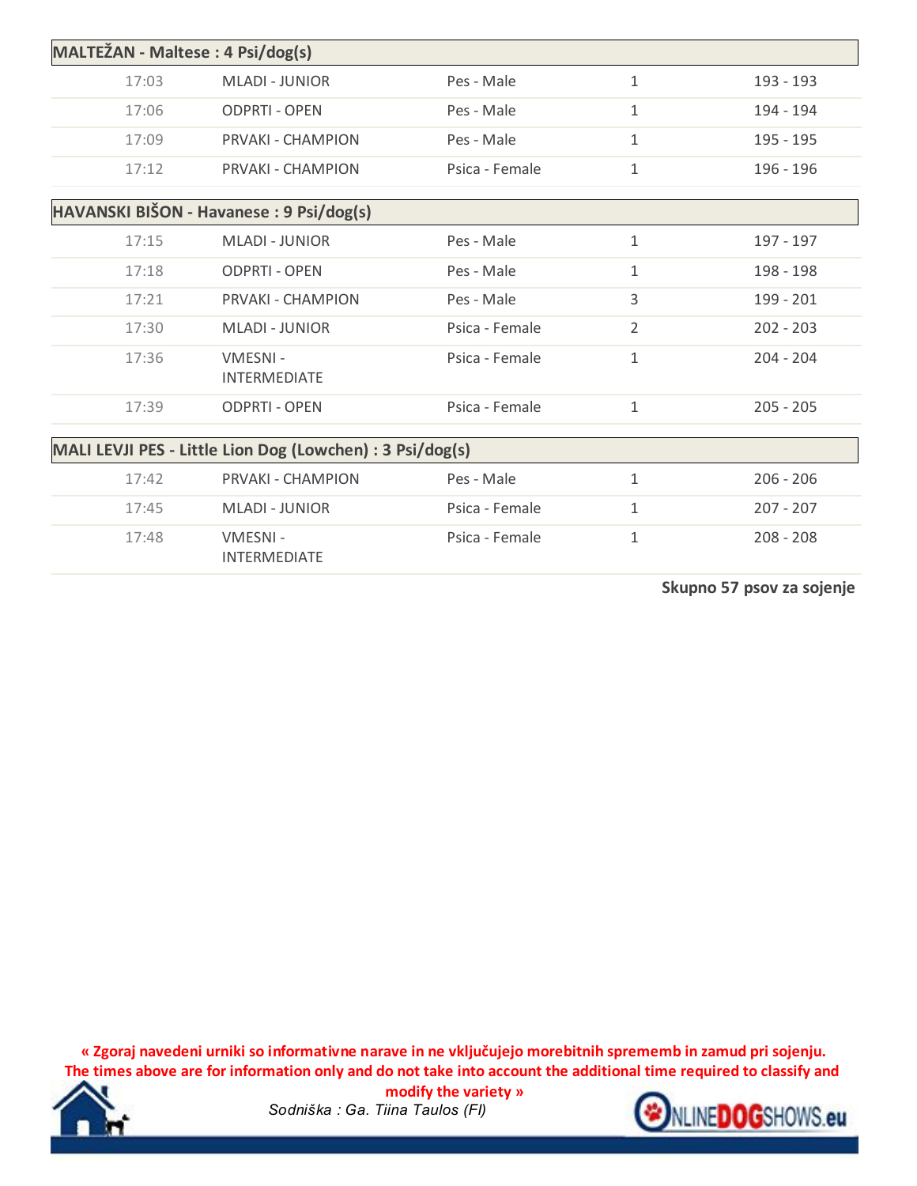| MALTEŽAN - Maltese : 4 Psi/dog(s) | | | | |
|---|---|---|---|---|
| 17:03 | MLADI - JUNIOR | Pes - Male | 1 | 193 - 193 |
| 17:06 | ODPRTI - OPEN | Pes - Male | 1 | 194 - 194 |
| 17:09 | PRVAKI - CHAMPION | Pes - Male | 1 | 195 - 195 |
| 17:12 | PRVAKI - CHAMPION | Psica - Female | 1 | 196 - 196 |

| HAVANSKI BIŠON - Havanese : 9 Psi/dog(s) | | | | |
|---|---|---|---|---|
| 17:15 | MLADI - JUNIOR | Pes - Male | 1 | 197 - 197 |
| 17:18 | ODPRTI - OPEN | Pes - Male | 1 | 198 - 198 |
| 17:21 | PRVAKI - CHAMPION | Pes - Male | 3 | 199 - 201 |
| 17:30 | MLADI - JUNIOR | Psica - Female | 2 | 202 - 203 |
| 17:36 | VMESNI - INTERMEDIATE | Psica - Female | 1 | 204 - 204 |
| 17:39 | ODPRTI - OPEN | Psica - Female | 1 | 205 - 205 |

| MALI LEVJI PES - Little Lion Dog (Lowchen) : 3 Psi/dog(s) | | | | |
|---|---|---|---|---|
| 17:42 | PRVAKI - CHAMPION | Pes - Male | 1 | 206 - 206 |
| 17:45 | MLADI - JUNIOR | Psica - Female | 1 | 207 - 207 |
| 17:48 | VMESNI - INTERMEDIATE | Psica - Female | 1 | 208 - 208 |

**Skupno 57 psov za sojenje**

**« Zgoraj navedeni urniki so informativne narave in ne vključujejo morebitnih sprememb in zamud pri sojenju. The times above are for information only and do not take into account the additional time required to classify and modify the variety »**

*Sodniška : Ga. Tiina Taulos (FI)*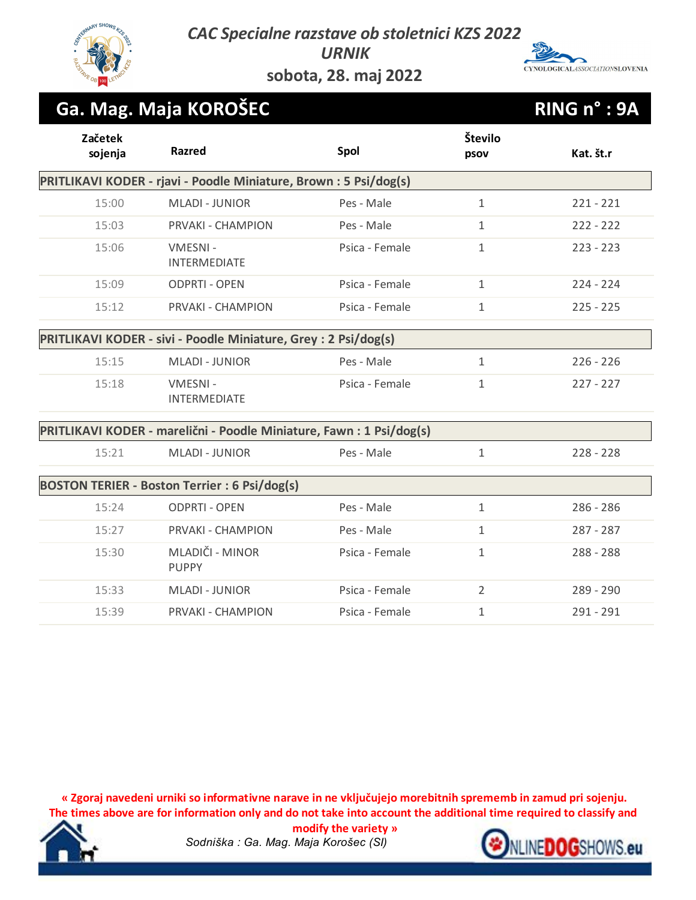# CAC Specialne razstave ob stoletnici KZS 2022

## URNIK

### sobota, 28. maj 2022

## Ga. Mag. Maja KOROŠEC — RING n° : 9A

| Začetek sojenja | Razred | Spol | Število psov | Kat. št.r |
|---|---|---|---|---|
| **PRITLIKAVI KODER - rjavi - Poodle Miniature, Brown : 5 Psi/dog(s)** | | | | |
| 15:00 | MLADI - JUNIOR | Pes - Male | 1 | 221 - 221 |
| 15:03 | PRVAKI - CHAMPION | Pes - Male | 1 | 222 - 222 |
| 15:06 | VMESNI - INTERMEDIATE | Psica - Female | 1 | 223 - 223 |
| 15:09 | ODPRTI - OPEN | Psica - Female | 1 | 224 - 224 |
| 15:12 | PRVAKI - CHAMPION | Psica - Female | 1 | 225 - 225 |
| **PRITLIKAVI KODER - sivi - Poodle Miniature, Grey : 2 Psi/dog(s)** | | | | |
| 15:15 | MLADI - JUNIOR | Pes - Male | 1 | 226 - 226 |
| 15:18 | VMESNI - INTERMEDIATE | Psica - Female | 1 | 227 - 227 |
| **PRITLIKAVI KODER - marelični - Poodle Miniature, Fawn : 1 Psi/dog(s)** | | | | |
| 15:21 | MLADI - JUNIOR | Pes - Male | 1 | 228 - 228 |
| **BOSTON TERIER - Boston Terrier : 6 Psi/dog(s)** | | | | |
| 15:24 | ODPRTI - OPEN | Pes - Male | 1 | 286 - 286 |
| 15:27 | PRVAKI - CHAMPION | Pes - Male | 1 | 287 - 287 |
| 15:30 | MLADIČI - MINOR PUPPY | Psica - Female | 1 | 288 - 288 |
| 15:33 | MLADI - JUNIOR | Psica - Female | 2 | 289 - 290 |
| 15:39 | PRVAKI - CHAMPION | Psica - Female | 1 | 291 - 291 |

« Zgoraj navedeni urniki so informativne narave in ne vključujejo morebitnih sprememb in zamud pri sojenju.
The times above are for information only and do not take into account the additional time required to classify and modify the variety »

*Sodniška : Ga. Mag. Maja Korošec (SI)*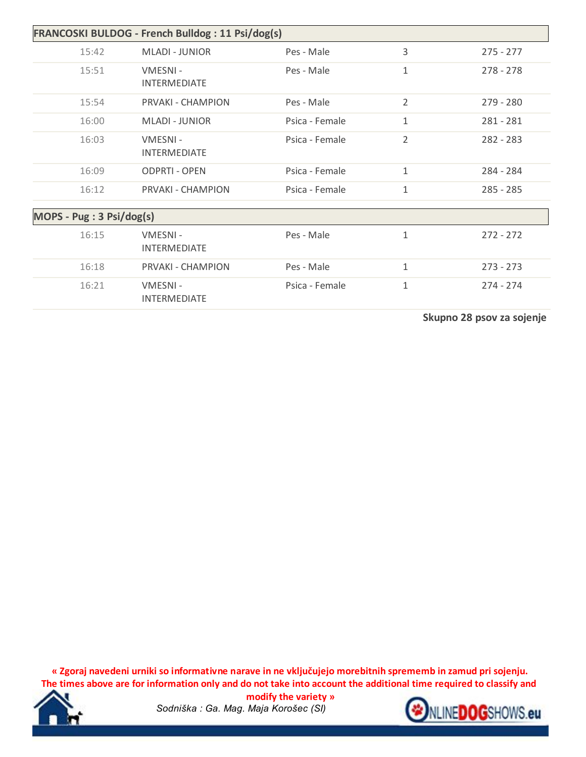| FRANCOSKI BULDOG - French Bulldog : 11 Psi/dog(s) | | | | |
|---|---|---|---|---|
| 15:42 | MLADI - JUNIOR | Pes - Male | 3 | 275 - 277 |
| 15:51 | VMESNI - INTERMEDIATE | Pes - Male | 1 | 278 - 278 |
| 15:54 | PRVAKI - CHAMPION | Pes - Male | 2 | 279 - 280 |
| 16:00 | MLADI - JUNIOR | Psica - Female | 1 | 281 - 281 |
| 16:03 | VMESNI - INTERMEDIATE | Psica - Female | 2 | 282 - 283 |
| 16:09 | ODPRTI - OPEN | Psica - Female | 1 | 284 - 284 |
| 16:12 | PRVAKI - CHAMPION | Psica - Female | 1 | 285 - 285 |

| MOPS - Pug : 3 Psi/dog(s) | | | | |
|---|---|---|---|---|
| 16:15 | VMESNI - INTERMEDIATE | Pes - Male | 1 | 272 - 272 |
| 16:18 | PRVAKI - CHAMPION | Pes - Male | 1 | 273 - 273 |
| 16:21 | VMESNI - INTERMEDIATE | Psica - Female | 1 | 274 - 274 |

**Skupno 28 psov za sojenje**

**« Zgoraj navedeni urniki so informativne narave in ne vključujejo morebitnih sprememb in zamud pri sojenju. The times above are for information only and do not take into account the additional time required to classify and modify the variety »**

*Sodniška : Ga. Mag. Maja Korošec (SI)*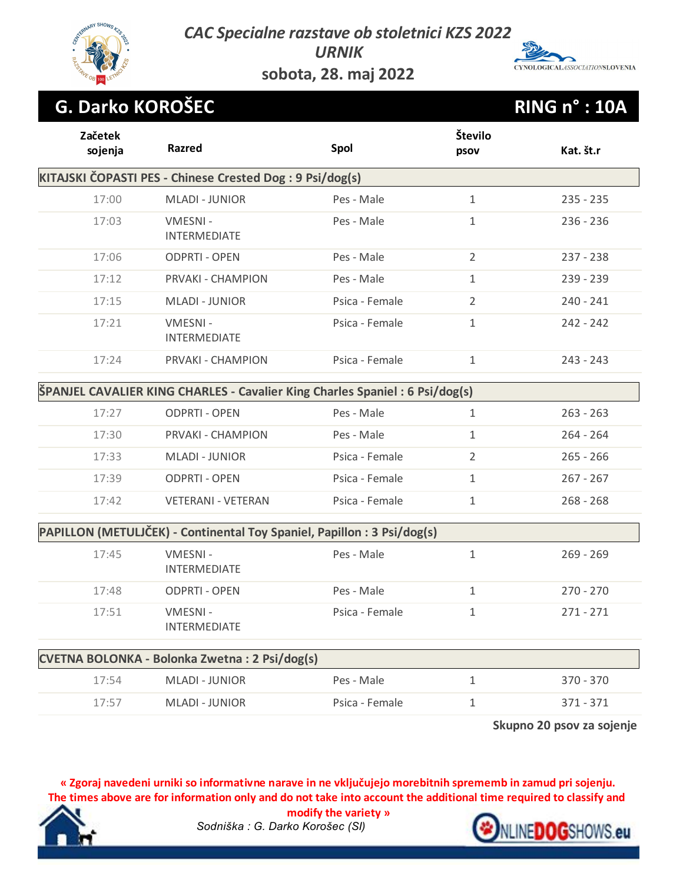# CAC Specialne razstave ob stoletnici KZS 2022

## URNIK

## sobota, 28. maj 2022

CYNOLOGICAL ASSOCIATION SLOVENIA

## G. Darko KOROŠEC — RING n° : 10A

| Začetek sojenja | Razred | Spol | Število psov | Kat. št.r |
|---|---|---|---|---|
| **KITAJSKI ČOPASTI PES - Chinese Crested Dog : 9 Psi/dog(s)** | | | | |
| 17:00 | MLADI - JUNIOR | Pes - Male | 1 | 235 - 235 |
| 17:03 | VMESNI - INTERMEDIATE | Pes - Male | 1 | 236 - 236 |
| 17:06 | ODPRTI - OPEN | Pes - Male | 2 | 237 - 238 |
| 17:12 | PRVAKI - CHAMPION | Pes - Male | 1 | 239 - 239 |
| 17:15 | MLADI - JUNIOR | Psica - Female | 2 | 240 - 241 |
| 17:21 | VMESNI - INTERMEDIATE | Psica - Female | 1 | 242 - 242 |
| 17:24 | PRVAKI - CHAMPION | Psica - Female | 1 | 243 - 243 |
| **ŠPANJEL CAVALIER KING CHARLES - Cavalier King Charles Spaniel : 6 Psi/dog(s)** | | | | |
| 17:27 | ODPRTI - OPEN | Pes - Male | 1 | 263 - 263 |
| 17:30 | PRVAKI - CHAMPION | Pes - Male | 1 | 264 - 264 |
| 17:33 | MLADI - JUNIOR | Psica - Female | 2 | 265 - 266 |
| 17:39 | ODPRTI - OPEN | Psica - Female | 1 | 267 - 267 |
| 17:42 | VETERANI - VETERAN | Psica - Female | 1 | 268 - 268 |
| **PAPILLON (METULJČEK) - Continental Toy Spaniel, Papillon : 3 Psi/dog(s)** | | | | |
| 17:45 | VMESNI - INTERMEDIATE | Pes - Male | 1 | 269 - 269 |
| 17:48 | ODPRTI - OPEN | Pes - Male | 1 | 270 - 270 |
| 17:51 | VMESNI - INTERMEDIATE | Psica - Female | 1 | 271 - 271 |
| **CVETNA BOLONKA - Bolonka Zwetna : 2 Psi/dog(s)** | | | | |
| 17:54 | MLADI - JUNIOR | Pes - Male | 1 | 370 - 370 |
| 17:57 | MLADI - JUNIOR | Psica - Female | 1 | 371 - 371 |

**Skupno 20 psov za sojenje**

**« Zgoraj navedeni urniki so informativne narave in ne vključujejo morebitnih sprememb in zamud pri sojenju. The times above are for information only and do not take into account the additional time required to classify and modify the variety »**

*Sodniška : G. Darko Korošec (SI)*

ONLINEDOGSHOWS.eu